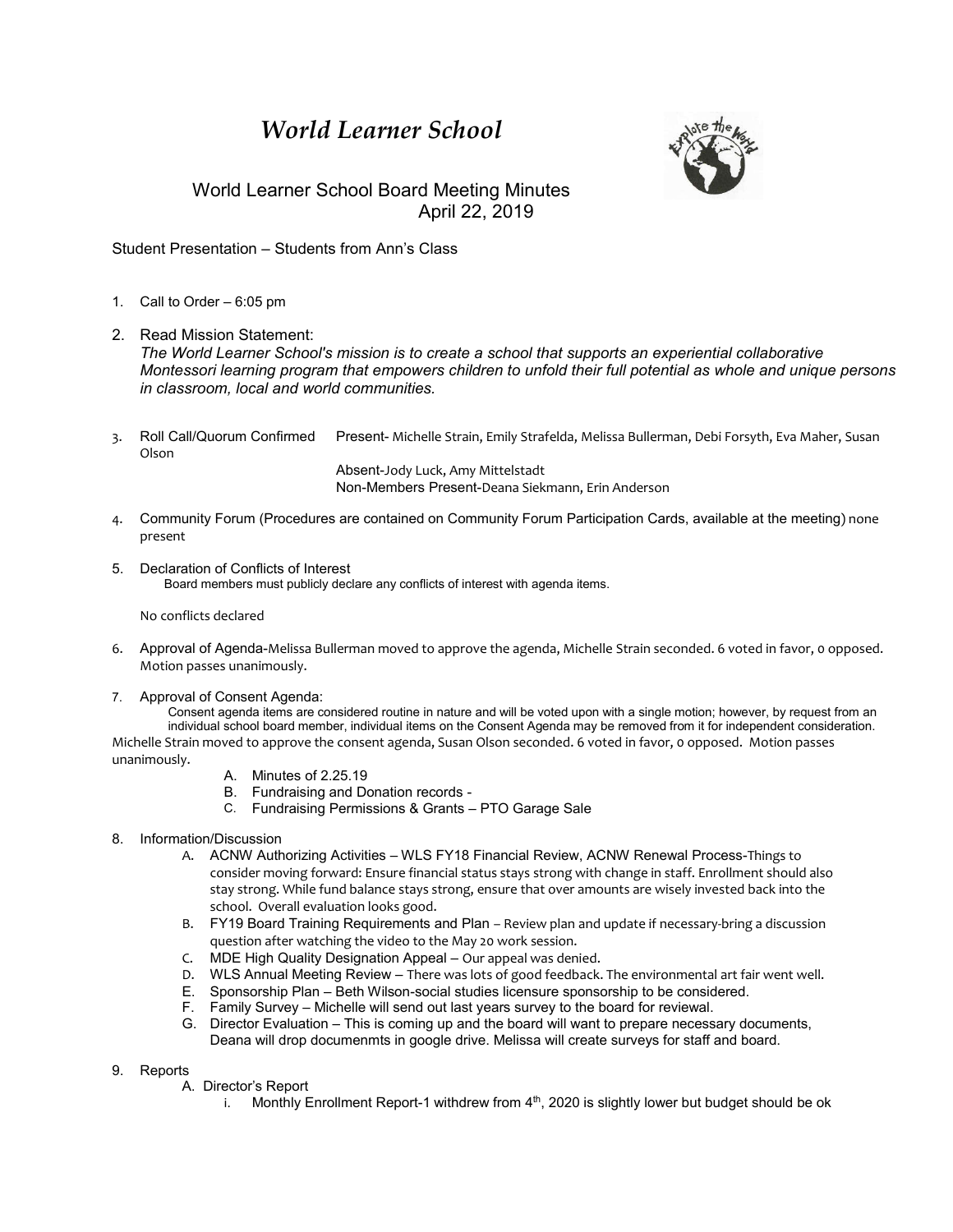# *World Learner School*

## World Learner School Board Meeting Minutes
## April 22, 2019

Student Presentation – Students from Ann's Class

1. Call to Order – 6:05 pm

2. Read Mission Statement:
   *The World Learner School's mission is to create a school that supports an experiential collaborative Montessori learning program that empowers children to unfold their full potential as whole and unique persons in classroom, local and world communities.*

3. Roll Call/Quorum Confirmed   Present- Michelle Strain, Emily Strafelda, Melissa Bullerman, Debi Forsyth, Eva Maher, Susan Olson
   Absent-Jody Luck, Amy Mittelstadt
   Non-Members Present-Deana Siekmann, Erin Anderson

4. Community Forum (Procedures are contained on Community Forum Participation Cards, available at the meeting) none present

5. Declaration of Conflicts of Interest
   Board members must publicly declare any conflicts of interest with agenda items.

   No conflicts declared

6. Approval of Agenda-Melissa Bullerman moved to approve the agenda, Michelle Strain seconded. 6 voted in favor, 0 opposed. Motion passes unanimously.

7. Approval of Consent Agenda:
   Consent agenda items are considered routine in nature and will be voted upon with a single motion; however, by request from an individual school board member, individual items on the Consent Agenda may be removed from it for independent consideration.
   Michelle Strain moved to approve the consent agenda, Susan Olson seconded. 6 voted in favor, 0 opposed. Motion passes unanimously.
   A. Minutes of 2.25.19
   B. Fundraising and Donation records -
   C. Fundraising Permissions & Grants – PTO Garage Sale

8. Information/Discussion
   A. ACNW Authorizing Activities – WLS FY18 Financial Review, ACNW Renewal Process-Things to consider moving forward: Ensure financial status stays strong with change in staff. Enrollment should also stay strong. While fund balance stays strong, ensure that over amounts are wisely invested back into the school. Overall evaluation looks good.
   B. FY19 Board Training Requirements and Plan – Review plan and update if necessary-bring a discussion question after watching the video to the May 20 work session.
   C. MDE High Quality Designation Appeal – Our appeal was denied.
   D. WLS Annual Meeting Review – There was lots of good feedback. The environmental art fair went well.
   E. Sponsorship Plan – Beth Wilson-social studies licensure sponsorship to be considered.
   F. Family Survey – Michelle will send out last years survey to the board for reviewal.
   G. Director Evaluation – This is coming up and the board will want to prepare necessary documents, Deana will drop documenmts in google drive. Melissa will create surveys for staff and board.

9. Reports
   A. Director's Report
      i. Monthly Enrollment Report-1 withdrew from 4th, 2020 is slightly lower but budget should be ok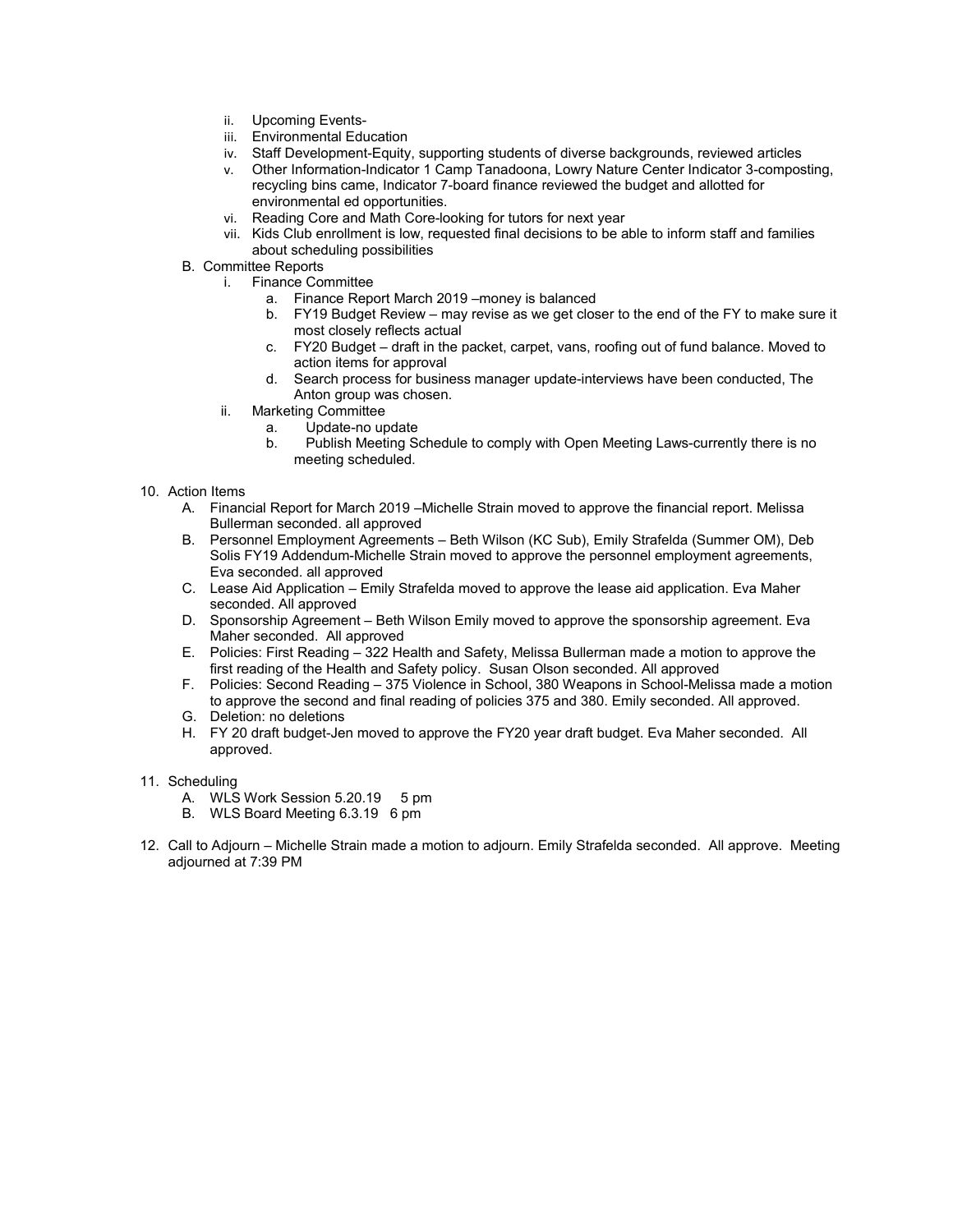- ii. Upcoming Events-
   - iii. Environmental Education
   - iv. Staff Development-Equity, supporting students of diverse backgrounds, reviewed articles
   - v. Other Information-Indicator 1 Camp Tanadoona, Lowry Nature Center Indicator 3-composting, recycling bins came, Indicator 7-board finance reviewed the budget and allotted for environmental ed opportunities.
   - vi. Reading Core and Math Core-looking for tutors for next year
   - vii. Kids Club enrollment is low, requested final decisions to be able to inform staff and families about scheduling possibilities

- B. Committee Reports
   - i. Finance Committee
      - a. Finance Report March 2019 –money is balanced
      - b. FY19 Budget Review – may revise as we get closer to the end of the FY to make sure it most closely reflects actual
      - c. FY20 Budget – draft in the packet, carpet, vans, roofing out of fund balance. Moved to action items for approval
      - d. Search process for business manager update-interviews have been conducted, The Anton group was chosen.
   - ii. Marketing Committee
      - a. Update-no update
      - b. Publish Meeting Schedule to comply with Open Meeting Laws-currently there is no meeting scheduled.

10. Action Items
    - A. Financial Report for March 2019 –Michelle Strain moved to approve the financial report. Melissa Bullerman seconded. all approved
    - B. Personnel Employment Agreements – Beth Wilson (KC Sub), Emily Strafelda (Summer OM), Deb Solis FY19 Addendum-Michelle Strain moved to approve the personnel employment agreements, Eva seconded. all approved
    - C. Lease Aid Application – Emily Strafelda moved to approve the lease aid application. Eva Maher seconded. All approved
    - D. Sponsorship Agreement – Beth Wilson Emily moved to approve the sponsorship agreement. Eva Maher seconded. All approved
    - E. Policies: First Reading – 322 Health and Safety, Melissa Bullerman made a motion to approve the first reading of the Health and Safety policy. Susan Olson seconded. All approved
    - F. Policies: Second Reading – 375 Violence in School, 380 Weapons in School-Melissa made a motion to approve the second and final reading of policies 375 and 380. Emily seconded. All approved.
    - G. Deletion: no deletions
    - H. FY 20 draft budget-Jen moved to approve the FY20 year draft budget. Eva Maher seconded. All approved.

11. Scheduling
    - A. WLS Work Session 5.20.19 5 pm
    - B. WLS Board Meeting 6.3.19 6 pm

12. Call to Adjourn – Michelle Strain made a motion to adjourn. Emily Strafelda seconded. All approve. Meeting adjourned at 7:39 PM